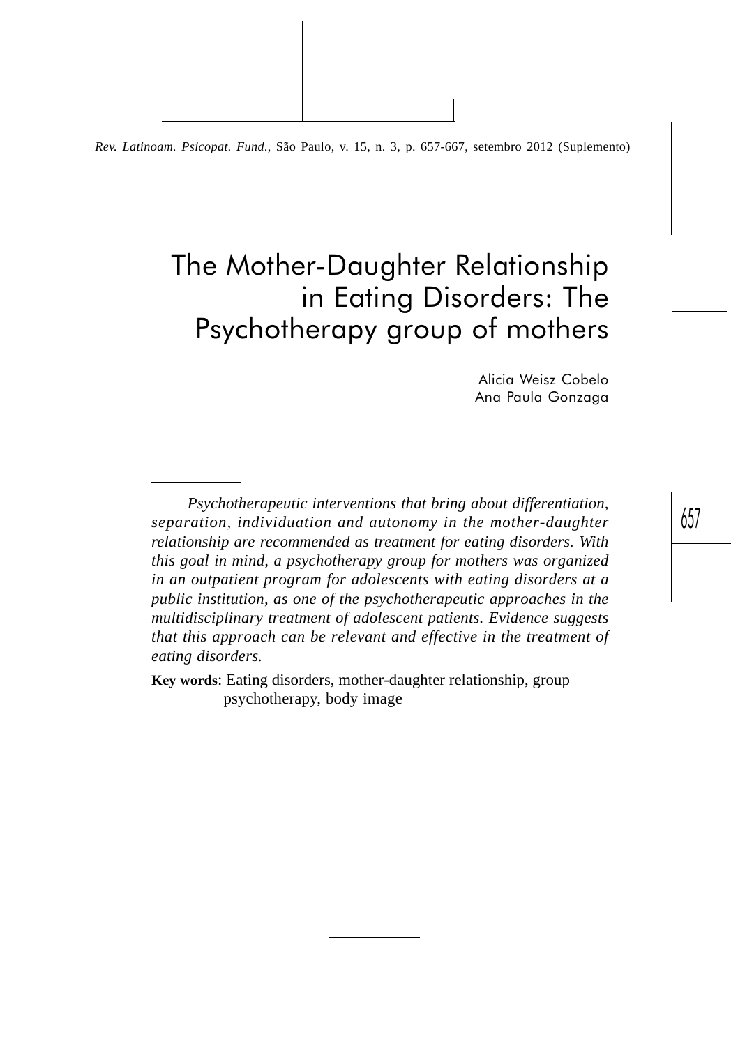# The Mother-Daughter Relationship in Eating Disorders: The Psychotherapy group of mothers

Alicia Weisz Cobelo
Ana Paula Gonzaga

*Psychotherapeutic interventions that bring about differentiation, separation, individuation and autonomy in the mother-daughter relationship are recommended as treatment for eating disorders. With this goal in mind, a psychotherapy group for mothers was organized in an outpatient program for adolescents with eating disorders at a public institution, as one of the psychotherapeutic approaches in the multidisciplinary treatment of adolescent patients. Evidence suggests that this approach can be relevant and effective in the treatment of eating disorders.*

**Key words**: Eating disorders, mother-daughter relationship, group psychotherapy, body image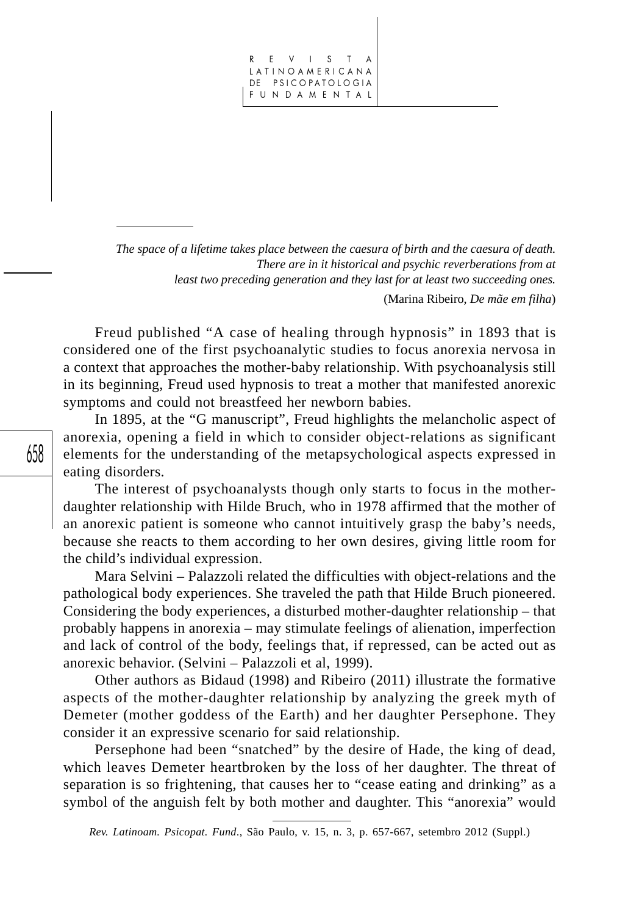*The space of a lifetime takes place between the caesura of birth and the caesura of death. There are in it historical and psychic reverberations from at least two preceding generation and they last for at least two succeeding ones.*

(Marina Ribeiro, *De mãe em filha*)

Freud published "A case of healing through hypnosis" in 1893 that is considered one of the first psychoanalytic studies to focus anorexia nervosa in a context that approaches the mother-baby relationship. With psychoanalysis still in its beginning, Freud used hypnosis to treat a mother that manifested anorexic symptoms and could not breastfeed her newborn babies.

In 1895, at the "G manuscript", Freud highlights the melancholic aspect of anorexia, opening a field in which to consider object-relations as significant elements for the understanding of the metapsychological aspects expressed in eating disorders.

The interest of psychoanalysts though only starts to focus in the mother-daughter relationship with Hilde Bruch, who in 1978 affirmed that the mother of an anorexic patient is someone who cannot intuitively grasp the baby's needs, because she reacts to them according to her own desires, giving little room for the child's individual expression.

Mara Selvini – Palazzoli related the difficulties with object-relations and the pathological body experiences. She traveled the path that Hilde Bruch pioneered. Considering the body experiences, a disturbed mother-daughter relationship – that probably happens in anorexia – may stimulate feelings of alienation, imperfection and lack of control of the body, feelings that, if repressed, can be acted out as anorexic behavior. (Selvini – Palazzoli et al, 1999).

Other authors as Bidaud (1998) and Ribeiro (2011) illustrate the formative aspects of the mother-daughter relationship by analyzing the greek myth of Demeter (mother goddess of the Earth) and her daughter Persephone. They consider it an expressive scenario for said relationship.

Persephone had been "snatched" by the desire of Hade, the king of dead, which leaves Demeter heartbroken by the loss of her daughter. The threat of separation is so frightening, that causes her to "cease eating and drinking" as a symbol of the anguish felt by both mother and daughter. This "anorexia" would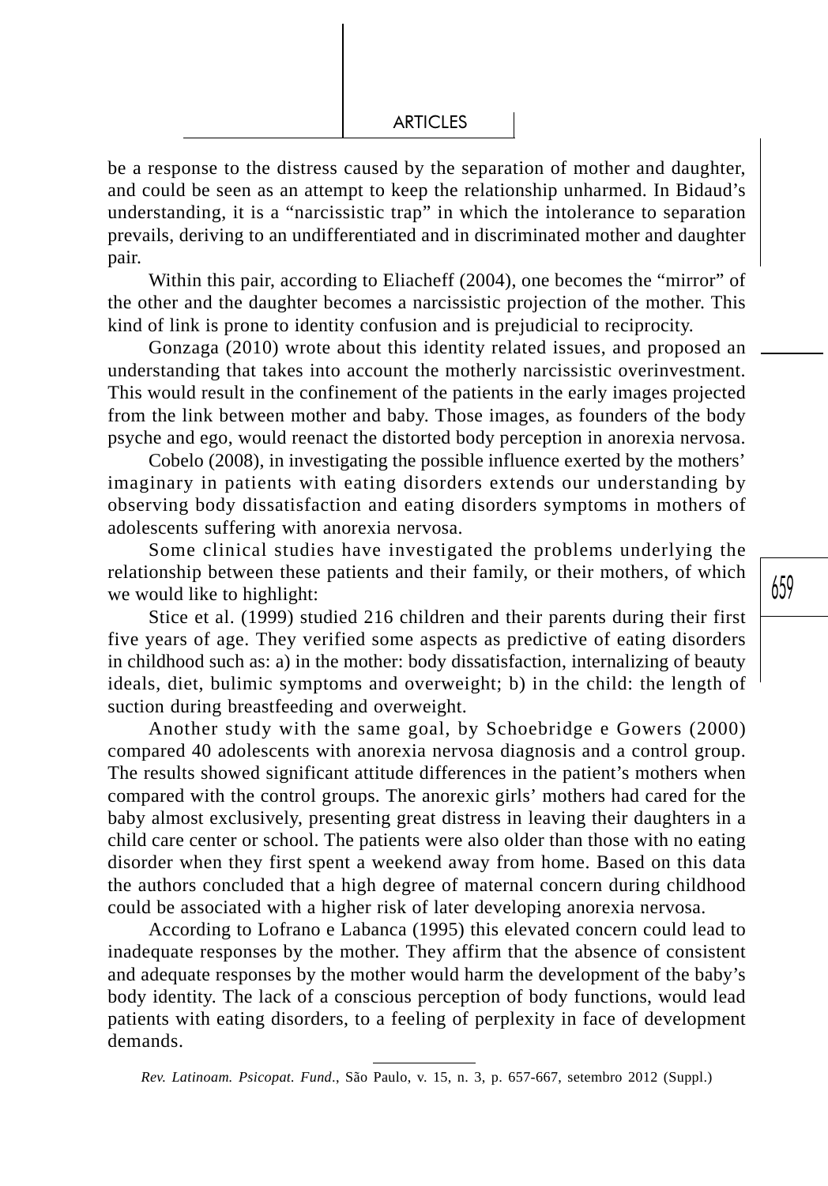be a response to the distress caused by the separation of mother and daughter, and could be seen as an attempt to keep the relationship unharmed. In Bidaud's understanding, it is a "narcissistic trap" in which the intolerance to separation prevails, deriving to an undifferentiated and in discriminated mother and daughter pair.

Within this pair, according to Eliacheff (2004), one becomes the "mirror" of the other and the daughter becomes a narcissistic projection of the mother. This kind of link is prone to identity confusion and is prejudicial to reciprocity.

Gonzaga (2010) wrote about this identity related issues, and proposed an understanding that takes into account the motherly narcissistic overinvestment. This would result in the confinement of the patients in the early images projected from the link between mother and baby. Those images, as founders of the body psyche and ego, would reenact the distorted body perception in anorexia nervosa.

Cobelo (2008), in investigating the possible influence exerted by the mothers' imaginary in patients with eating disorders extends our understanding by observing body dissatisfaction and eating disorders symptoms in mothers of adolescents suffering with anorexia nervosa.

Some clinical studies have investigated the problems underlying the relationship between these patients and their family, or their mothers, of which we would like to highlight:

Stice et al. (1999) studied 216 children and their parents during their first five years of age. They verified some aspects as predictive of eating disorders in childhood such as: a) in the mother: body dissatisfaction, internalizing of beauty ideals, diet, bulimic symptoms and overweight; b) in the child: the length of suction during breastfeeding and overweight.

Another study with the same goal, by Schoebridge e Gowers (2000) compared 40 adolescents with anorexia nervosa diagnosis and a control group. The results showed significant attitude differences in the patient's mothers when compared with the control groups. The anorexic girls' mothers had cared for the baby almost exclusively, presenting great distress in leaving their daughters in a child care center or school. The patients were also older than those with no eating disorder when they first spent a weekend away from home. Based on this data the authors concluded that a high degree of maternal concern during childhood could be associated with a higher risk of later developing anorexia nervosa.

According to Lofrano e Labanca (1995) this elevated concern could lead to inadequate responses by the mother. They affirm that the absence of consistent and adequate responses by the mother would harm the development of the baby's body identity. The lack of a conscious perception of body functions, would lead patients with eating disorders, to a feeling of perplexity in face of development demands.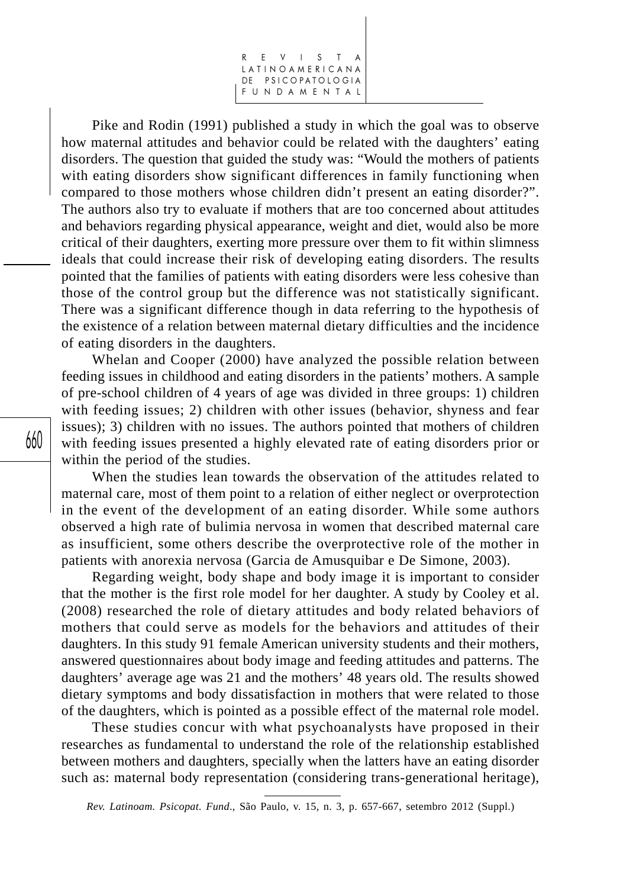Pike and Rodin (1991) published a study in which the goal was to observe how maternal attitudes and behavior could be related with the daughters' eating disorders. The question that guided the study was: "Would the mothers of patients with eating disorders show significant differences in family functioning when compared to those mothers whose children didn't present an eating disorder?". The authors also try to evaluate if mothers that are too concerned about attitudes and behaviors regarding physical appearance, weight and diet, would also be more critical of their daughters, exerting more pressure over them to fit within slimness ideals that could increase their risk of developing eating disorders. The results pointed that the families of patients with eating disorders were less cohesive than those of the control group but the difference was not statistically significant. There was a significant difference though in data referring to the hypothesis of the existence of a relation between maternal dietary difficulties and the incidence of eating disorders in the daughters.

Whelan and Cooper (2000) have analyzed the possible relation between feeding issues in childhood and eating disorders in the patients' mothers. A sample of pre-school children of 4 years of age was divided in three groups: 1) children with feeding issues; 2) children with other issues (behavior, shyness and fear issues); 3) children with no issues. The authors pointed that mothers of children with feeding issues presented a highly elevated rate of eating disorders prior or within the period of the studies.

When the studies lean towards the observation of the attitudes related to maternal care, most of them point to a relation of either neglect or overprotection in the event of the development of an eating disorder. While some authors observed a high rate of bulimia nervosa in women that described maternal care as insufficient, some others describe the overprotective role of the mother in patients with anorexia nervosa (Garcia de Amusquibar e De Simone, 2003).

Regarding weight, body shape and body image it is important to consider that the mother is the first role model for her daughter. A study by Cooley et al. (2008) researched the role of dietary attitudes and body related behaviors of mothers that could serve as models for the behaviors and attitudes of their daughters. In this study 91 female American university students and their mothers, answered questionnaires about body image and feeding attitudes and patterns. The daughters' average age was 21 and the mothers' 48 years old. The results showed dietary symptoms and body dissatisfaction in mothers that were related to those of the daughters, which is pointed as a possible effect of the maternal role model.

These studies concur with what psychoanalysts have proposed in their researches as fundamental to understand the role of the relationship established between mothers and daughters, specially when the latters have an eating disorder such as: maternal body representation (considering trans-generational heritage),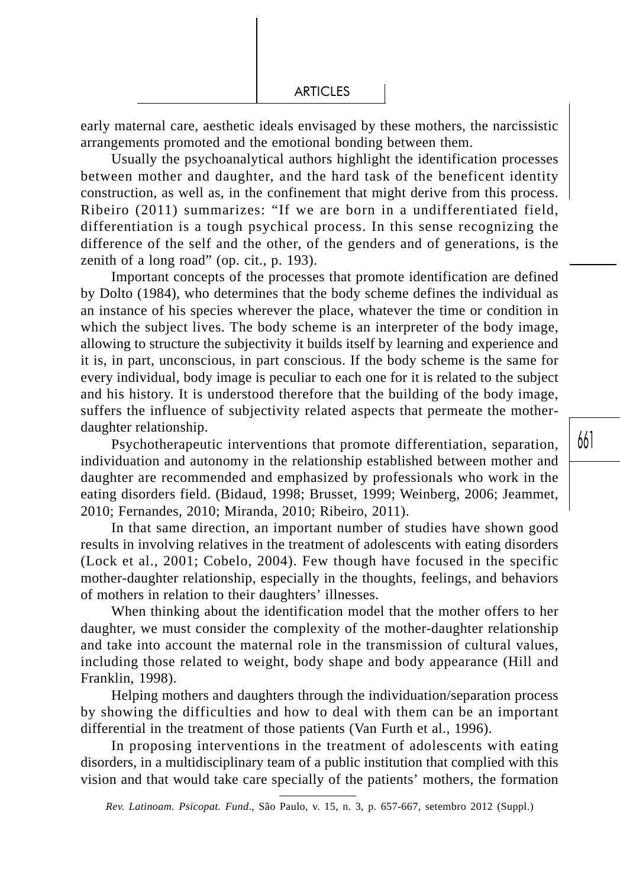early maternal care, aesthetic ideals envisaged by these mothers, the narcissistic arrangements promoted and the emotional bonding between them.

Usually the psychoanalytical authors highlight the identification processes between mother and daughter, and the hard task of the beneficent identity construction, as well as, in the confinement that might derive from this process. Ribeiro (2011) summarizes: "If we are born in a undifferentiated field, differentiation is a tough psychical process. In this sense recognizing the difference of the self and the other, of the genders and of generations, is the zenith of a long road" (op. cit., p. 193).

Important concepts of the processes that promote identification are defined by Dolto (1984), who determines that the body scheme defines the individual as an instance of his species wherever the place, whatever the time or condition in which the subject lives. The body scheme is an interpreter of the body image, allowing to structure the subjectivity it builds itself by learning and experience and it is, in part, unconscious, in part conscious. If the body scheme is the same for every individual, body image is peculiar to each one for it is related to the subject and his history. It is understood therefore that the building of the body image, suffers the influence of subjectivity related aspects that permeate the mother-daughter relationship.

Psychotherapeutic interventions that promote differentiation, separation, individuation and autonomy in the relationship established between mother and daughter are recommended and emphasized by professionals who work in the eating disorders field. (Bidaud, 1998; Brusset, 1999; Weinberg, 2006; Jeammet, 2010; Fernandes, 2010; Miranda, 2010; Ribeiro, 2011).

In that same direction, an important number of studies have shown good results in involving relatives in the treatment of adolescents with eating disorders (Lock et al., 2001; Cobelo, 2004). Few though have focused in the specific mother-daughter relationship, especially in the thoughts, feelings, and behaviors of mothers in relation to their daughters' illnesses.

When thinking about the identification model that the mother offers to her daughter, we must consider the complexity of the mother-daughter relationship and take into account the maternal role in the transmission of cultural values, including those related to weight, body shape and body appearance (Hill and Franklin, 1998).

Helping mothers and daughters through the individuation/separation process by showing the difficulties and how to deal with them can be an important differential in the treatment of those patients (Van Furth et al., 1996).

In proposing interventions in the treatment of adolescents with eating disorders, in a multidisciplinary team of a public institution that complied with this vision and that would take care specially of the patients' mothers, the formation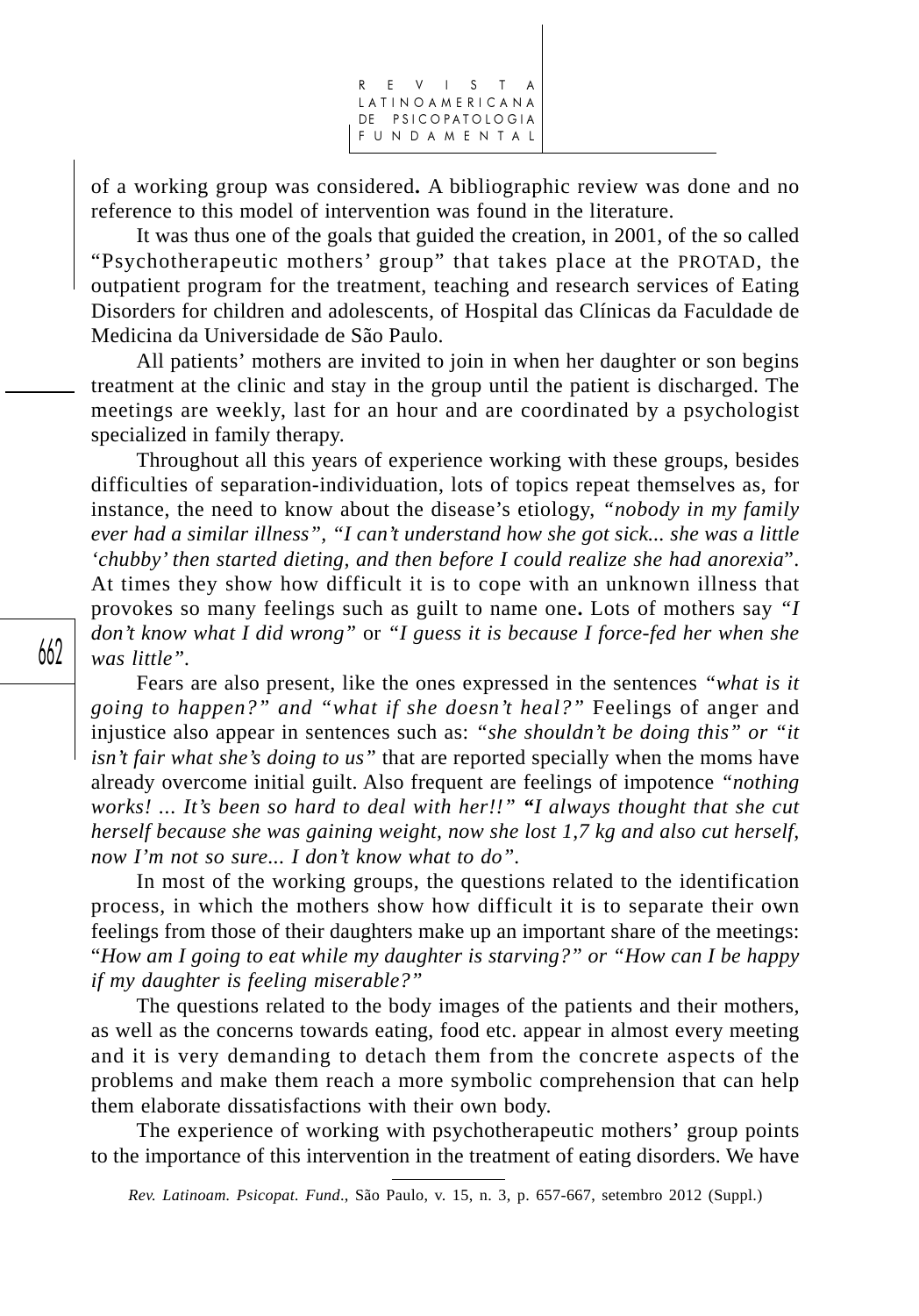of a working group was considered**.** A bibliographic review was done and no reference to this model of intervention was found in the literature.

It was thus one of the goals that guided the creation, in 2001, of the so called "Psychotherapeutic mothers' group" that takes place at the PROTAD, the outpatient program for the treatment, teaching and research services of Eating Disorders for children and adolescents, of Hospital das Clínicas da Faculdade de Medicina da Universidade de São Paulo.

All patients' mothers are invited to join in when her daughter or son begins treatment at the clinic and stay in the group until the patient is discharged. The meetings are weekly, last for an hour and are coordinated by a psychologist specialized in family therapy.

Throughout all this years of experience working with these groups, besides difficulties of separation-individuation, lots of topics repeat themselves as, for instance, the need to know about the disease's etiology, *"nobody in my family ever had a similar illness", "I can't understand how she got sick... she was a little 'chubby' then started dieting, and then before I could realize she had anorexia*". At times they show how difficult it is to cope with an unknown illness that provokes so many feelings such as guilt to name one**.** Lots of mothers say *"I don't know what I did wrong"* or *"I guess it is because I force-fed her when she was little"*.

Fears are also present, like the ones expressed in the sentences *"what is it going to happen?" and "what if she doesn't heal?"* Feelings of anger and injustice also appear in sentences such as: *"she shouldn't be doing this" or "it isn't fair what she's doing to us"* that are reported specially when the moms have already overcome initial guilt. Also frequent are feelings of impotence *"nothing works! ... It's been so hard to deal with her!!"* **"***I always thought that she cut herself because she was gaining weight, now she lost 1,7 kg and also cut herself, now I'm not so sure... I don't know what to do"*.

In most of the working groups, the questions related to the identification process, in which the mothers show how difficult it is to separate their own feelings from those of their daughters make up an important share of the meetings: "*How am I going to eat while my daughter is starving?" or "How can I be happy if my daughter is feeling miserable?"*

The questions related to the body images of the patients and their mothers, as well as the concerns towards eating, food etc. appear in almost every meeting and it is very demanding to detach them from the concrete aspects of the problems and make them reach a more symbolic comprehension that can help them elaborate dissatisfactions with their own body.

The experience of working with psychotherapeutic mothers' group points to the importance of this intervention in the treatment of eating disorders. We have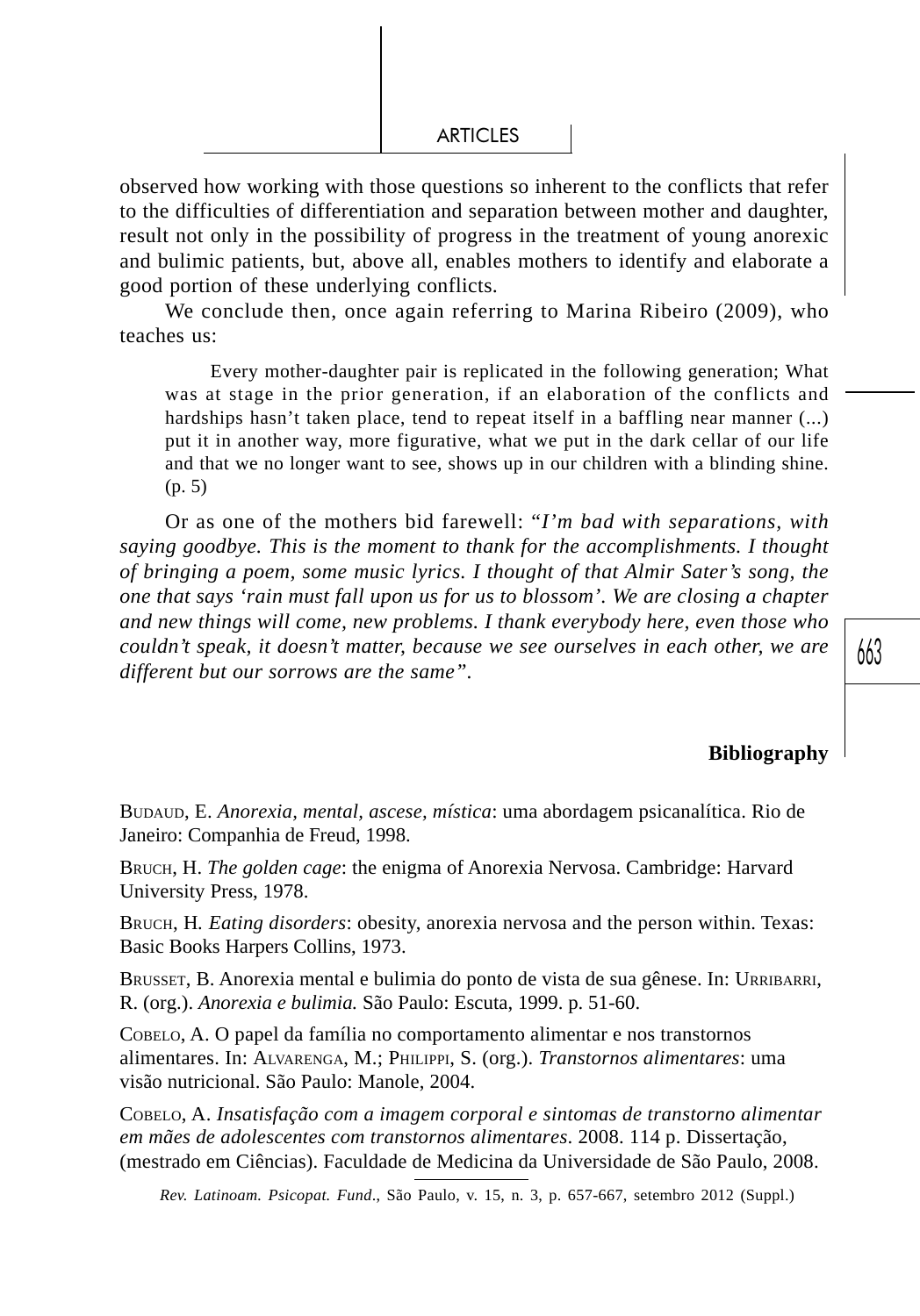observed how working with those questions so inherent to the conflicts that refer to the difficulties of differentiation and separation between mother and daughter, result not only in the possibility of progress in the treatment of young anorexic and bulimic patients, but, above all, enables mothers to identify and elaborate a good portion of these underlying conflicts.

We conclude then, once again referring to Marina Ribeiro (2009), who teaches us:

> Every mother-daughter pair is replicated in the following generation; What was at stage in the prior generation, if an elaboration of the conflicts and hardships hasn't taken place, tend to repeat itself in a baffling near manner (...) put it in another way, more figurative, what we put in the dark cellar of our life and that we no longer want to see, shows up in our children with a blinding shine. (p. 5)

Or as one of the mothers bid farewell: "*I'm bad with separations, with saying goodbye. This is the moment to thank for the accomplishments. I thought of bringing a poem, some music lyrics. I thought of that Almir Sater's song, the one that says 'rain must fall upon us for us to blossom'. We are closing a chapter and new things will come, new problems. I thank everybody here, even those who couldn't speak, it doesn't matter, because we see ourselves in each other, we are different but our sorrows are the same*".

## Bibliography

BUDAUD, E. *Anorexia, mental, ascese, mística*: uma abordagem psicanalítica. Rio de Janeiro: Companhia de Freud, 1998.

BRUCH, H. *The golden cage*: the enigma of Anorexia Nervosa. Cambridge: Harvard University Press, 1978.

BRUCH, H. *Eating disorders*: obesity, anorexia nervosa and the person within. Texas: Basic Books Harpers Collins, 1973.

BRUSSET, B. Anorexia mental e bulimia do ponto de vista de sua gênese. In: URRIBARRI, R. (org.). *Anorexia e bulimia.* São Paulo: Escuta, 1999. p. 51-60.

COBELO, A. O papel da família no comportamento alimentar e nos transtornos alimentares. In: ALVARENGA, M.; PHILIPPI, S. (org.). *Transtornos alimentares*: uma visão nutricional. São Paulo: Manole, 2004.

COBELO, A. *Insatisfação com a imagem corporal e sintomas de transtorno alimentar em mães de adolescentes com transtornos alimentares*. 2008. 114 p. Dissertação, (mestrado em Ciências). Faculdade de Medicina da Universidade de São Paulo, 2008.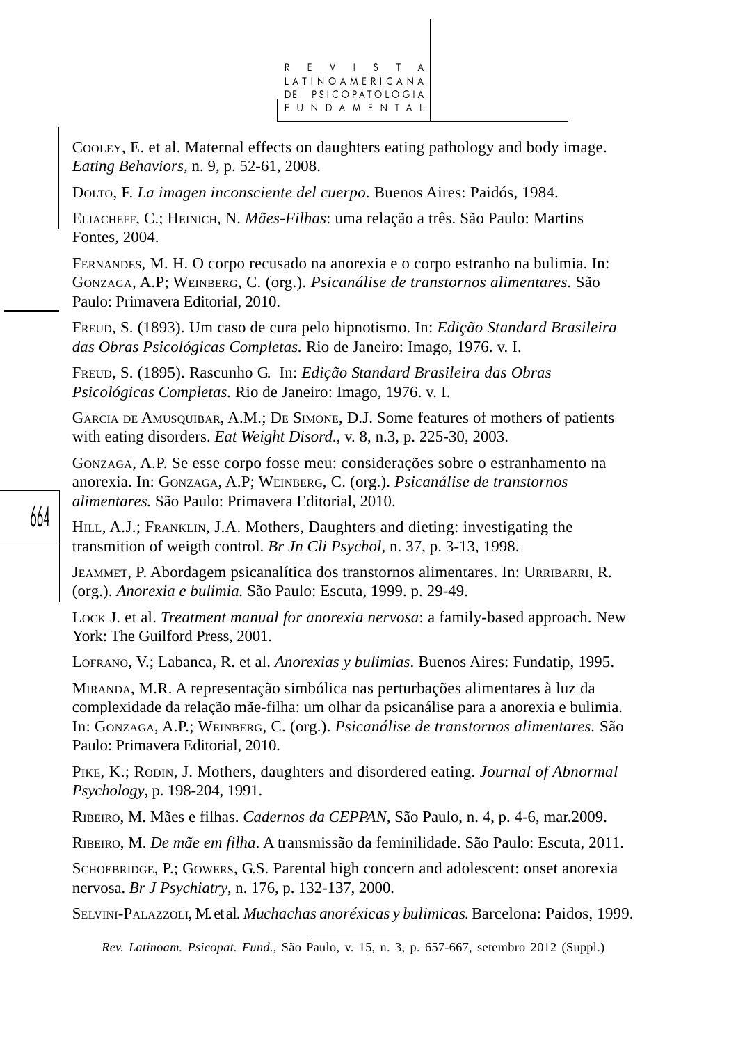COOLEY, E. et al. Maternal effects on daughters eating pathology and body image. *Eating Behaviors*, n. 9, p. 52-61, 2008.

DOLTO, F. *La imagen inconsciente del cuerpo*. Buenos Aires: Paidós, 1984.

ELIACHEFF, C.; HEINICH, N. *Mães-Filhas*: uma relação a três. São Paulo: Martins Fontes, 2004.

FERNANDES, M. H. O corpo recusado na anorexia e o corpo estranho na bulimia. In: GONZAGA, A.P; WEINBERG, C. (org.). *Psicanálise de transtornos alimentares.* São Paulo: Primavera Editorial, 2010.

FREUD, S. (1893). Um caso de cura pelo hipnotismo. In: *Edição Standard Brasileira das Obras Psicológicas Completas.* Rio de Janeiro: Imago, 1976. v. I.

FREUD, S. (1895). Rascunho G. In: *Edição Standard Brasileira das Obras Psicológicas Completas.* Rio de Janeiro: Imago, 1976. v. I.

GARCIA DE AMUSQUIBAR, A.M.; DE SIMONE, D.J. Some features of mothers of patients with eating disorders. *Eat Weight Disord.*, v. 8, n.3, p. 225-30, 2003.

GONZAGA, A.P. Se esse corpo fosse meu: considerações sobre o estranhamento na anorexia. In: GONZAGA, A.P; WEINBERG, C. (org.). *Psicanálise de transtornos alimentares.* São Paulo: Primavera Editorial, 2010.

HILL, A.J.; FRANKLIN, J.A. Mothers, Daughters and dieting: investigating the transmition of weigth control. *Br Jn Cli Psychol*, n. 37, p. 3-13, 1998.

JEAMMET, P. Abordagem psicanalítica dos transtornos alimentares. In: URRIBARRI, R. (org.). *Anorexia e bulimia.* São Paulo: Escuta, 1999. p. 29-49.

LOCK J. et al. *Treatment manual for anorexia nervosa*: a family-based approach. New York: The Guilford Press, 2001.

LOFRANO, V.; Labanca, R. et al. *Anorexias y bulimias*. Buenos Aires: Fundatip, 1995.

MIRANDA, M.R. A representação simbólica nas perturbações alimentares à luz da complexidade da relação mãe-filha: um olhar da psicanálise para a anorexia e bulimia. In: GONZAGA, A.P.; WEINBERG, C. (org.). *Psicanálise de transtornos alimentares.* São Paulo: Primavera Editorial, 2010.

PIKE, K.; RODIN, J. Mothers, daughters and disordered eating. *Journal of Abnormal Psychology*, p. 198-204, 1991.

RIBEIRO, M. Mães e filhas. *Cadernos da CEPPAN*, São Paulo, n. 4, p. 4-6, mar.2009.

RIBEIRO, M. *De mãe em filha*. A transmissão da feminilidade. São Paulo: Escuta, 2011.

SCHOEBRIDGE, P.; GOWERS, G.S. Parental high concern and adolescent: onset anorexia nervosa. *Br J Psychiatry*, n. 176, p. 132-137, 2000.

SELVINI-PALAZZOLI, M. et al. *Muchachas anoréxicas y bulimicas.* Barcelona: Paidos, 1999.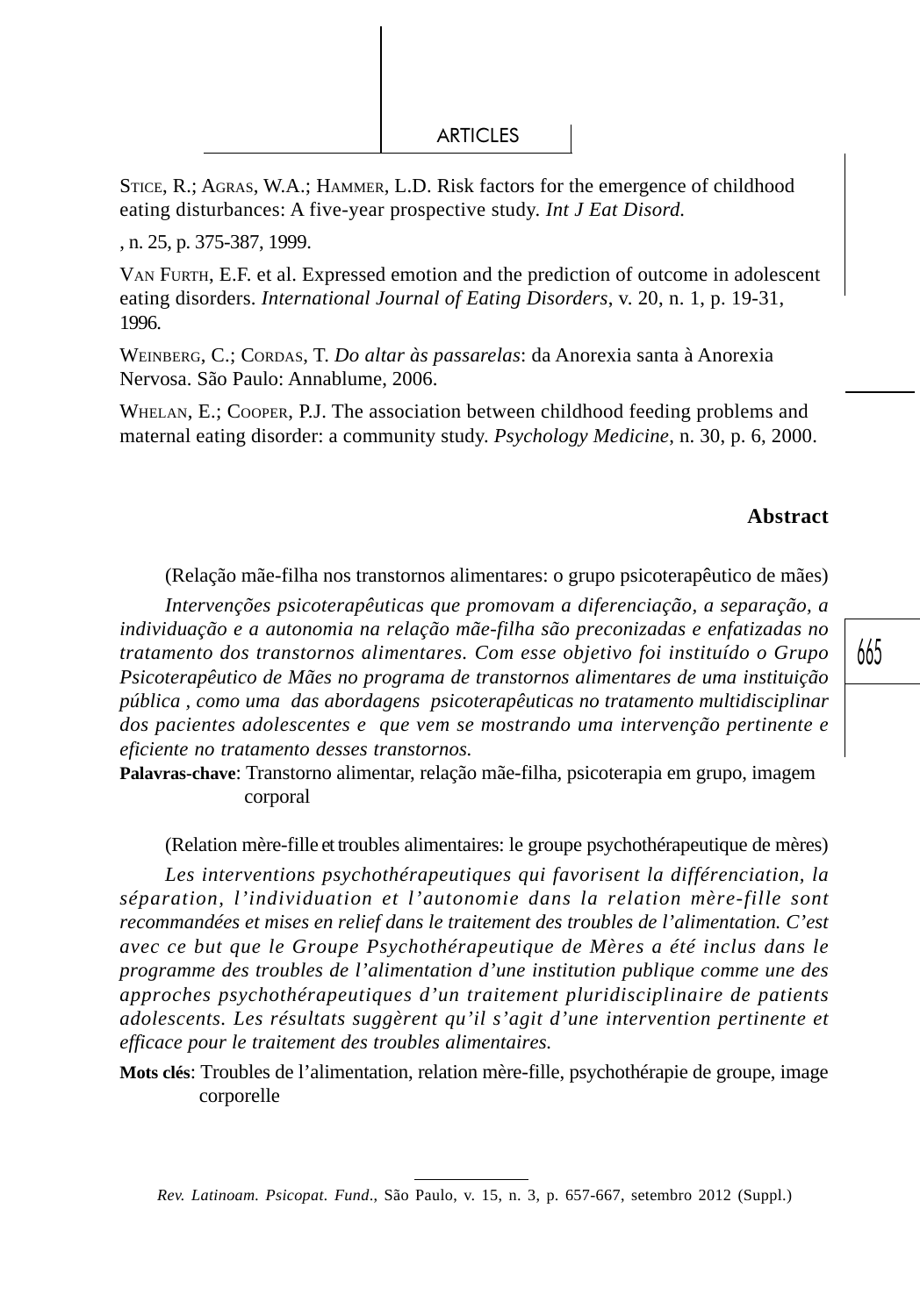STICE, R.; AGRAS, W.A.; HAMMER, L.D. Risk factors for the emergence of childhood eating disturbances: A five-year prospective study. *Int J Eat Disord.*

, n. 25, p. 375-387, 1999.

VAN FURTH, E.F. et al. Expressed emotion and the prediction of outcome in adolescent eating disorders. *International Journal of Eating Disorders*, v. 20, n. 1, p. 19-31, 1996.

WEINBERG, C.; CORDAS, T. *Do altar às passarelas*: da Anorexia santa à Anorexia Nervosa. São Paulo: Annablume, 2006.

WHELAN, E.; COOPER, P.J. The association between childhood feeding problems and maternal eating disorder: a community study. *Psychology Medicine*, n. 30, p. 6, 2000.

## Abstract

(Relação mãe-filha nos transtornos alimentares: o grupo psicoterapêutico de mães)

*Intervenções psicoterapêuticas que promovam a diferenciação, a separação, a individuação e a autonomia na relação mãe-filha são preconizadas e enfatizadas no tratamento dos transtornos alimentares. Com esse objetivo foi instituído o Grupo Psicoterapêutico de Mães no programa de transtornos alimentares de uma instituição pública , como uma das abordagens psicoterapêuticas no tratamento multidisciplinar dos pacientes adolescentes e que vem se mostrando uma intervenção pertinente e eficiente no tratamento desses transtornos.*

**Palavras-chave**: Transtorno alimentar, relação mãe-filha, psicoterapia em grupo, imagem corporal

(Relation mère-fille et troubles alimentaires: le groupe psychothérapeutique de mères)

*Les interventions psychothérapeutiques qui favorisent la différenciation, la séparation, l'individuation et l'autonomie dans la relation mère-fille sont recommandées et mises en relief dans le traitement des troubles de l'alimentation. C'est avec ce but que le Groupe Psychothérapeutique de Mères a été inclus dans le programme des troubles de l'alimentation d'une institution publique comme une des approches psychothérapeutiques d'un traitement pluridisciplinaire de patients adolescents. Les résultats suggèrent qu'il s'agit d'une intervention pertinente et efficace pour le traitement des troubles alimentaires.*

**Mots clés**: Troubles de l'alimentation, relation mère-fille, psychothérapie de groupe, image corporelle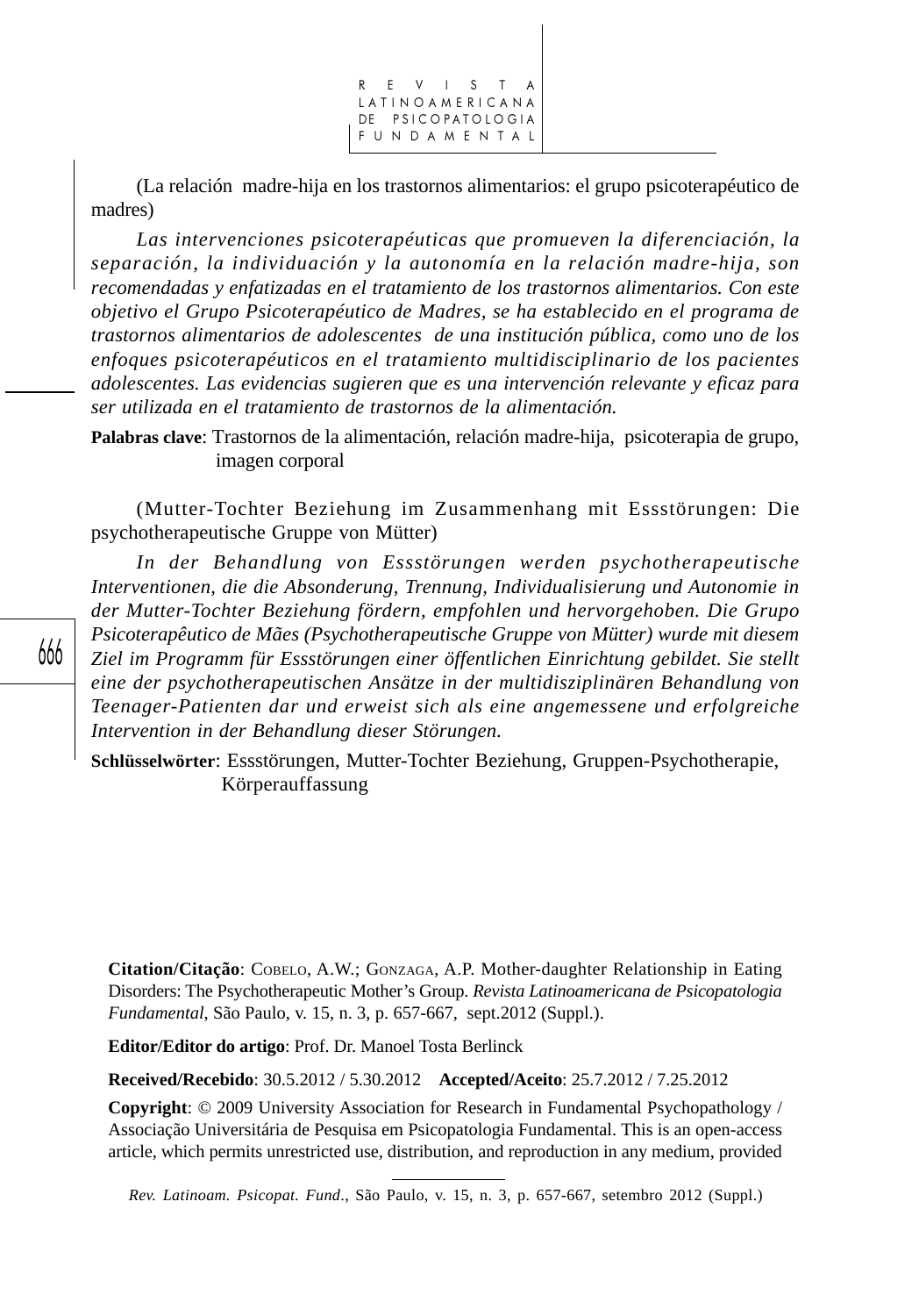(La relación madre-hija en los trastornos alimentarios: el grupo psicoterapéutico de madres)

*Las intervenciones psicoterapéuticas que promueven la diferenciación, la separación, la individuación y la autonomía en la relación madre-hija, son recomendadas y enfatizadas en el tratamiento de los trastornos alimentarios. Con este objetivo el Grupo Psicoterapéutico de Madres, se ha establecido en el programa de trastornos alimentarios de adolescentes de una institución pública, como uno de los enfoques psicoterapéuticos en el tratamiento multidisciplinario de los pacientes adolescentes. Las evidencias sugieren que es una intervención relevante y eficaz para ser utilizada en el tratamiento de trastornos de la alimentación.*

**Palabras clave**: Trastornos de la alimentación, relación madre-hija, psicoterapia de grupo, imagen corporal

(Mutter-Tochter Beziehung im Zusammenhang mit Essstörungen: Die psychotherapeutische Gruppe von Mütter)

*In der Behandlung von Essstörungen werden psychotherapeutische Interventionen, die die Absonderung, Trennung, Individualisierung und Autonomie in der Mutter-Tochter Beziehung fördern, empfohlen und hervorgehoben. Die Grupo Psicoterapêutico de Mães (Psychotherapeutische Gruppe von Mütter) wurde mit diesem Ziel im Programm für Essstörungen einer öffentlichen Einrichtung gebildet. Sie stellt eine der psychotherapeutischen Ansätze in der multidisziplinären Behandlung von Teenager-Patienten dar und erweist sich als eine angemessene und erfolgreiche Intervention in der Behandlung dieser Störungen.*

**Schlüsselwörter**: Essstörungen, Mutter-Tochter Beziehung, Gruppen-Psychotherapie, Körperauffassung

**Citation/Citação**: Cobelo, A.W.; Gonzaga, A.P. Mother-daughter Relationship in Eating Disorders: The Psychotherapeutic Mother's Group. *Revista Latinoamericana de Psicopatologia Fundamental*, São Paulo, v. 15, n. 3, p. 657-667, sept.2012 (Suppl.).

**Editor/Editor do artigo**: Prof. Dr. Manoel Tosta Berlinck

**Received/Recebido**: 30.5.2012 / 5.30.2012 **Accepted/Aceito**: 25.7.2012 / 7.25.2012

**Copyright**: © 2009 University Association for Research in Fundamental Psychopathology / Associação Universitária de Pesquisa em Psicopatologia Fundamental. This is an open-access article, which permits unrestricted use, distribution, and reproduction in any medium, provided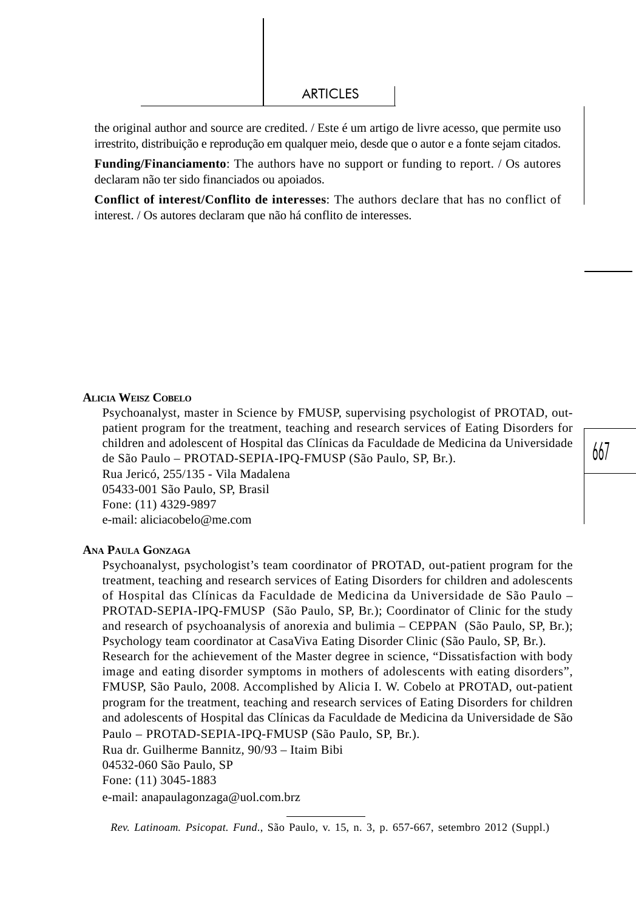the original author and source are credited. / Este é um artigo de livre acesso, que permite uso irrestrito, distribuição e reprodução em qualquer meio, desde que o autor e a fonte sejam citados.

**Funding/Financiamento**: The authors have no support or funding to report. / Os autores declaram não ter sido financiados ou apoiados.

**Conflict of interest/Conflito de interesses**: The authors declare that has no conflict of interest. / Os autores declaram que não há conflito de interesses.

**Alicia Weisz Cobelo**

Psychoanalyst, master in Science by FMUSP, supervising psychologist of PROTAD, out-patient program for the treatment, teaching and research services of Eating Disorders for children and adolescent of Hospital das Clínicas da Faculdade de Medicina da Universidade de São Paulo – PROTAD-SEPIA-IPQ-FMUSP (São Paulo, SP, Br.).
Rua Jericó, 255/135 - Vila Madalena
05433-001 São Paulo, SP, Brasil
Fone: (11) 4329-9897
e-mail: aliciacobelo@me.com

**Ana Paula Gonzaga**

Psychoanalyst, psychologist's team coordinator of PROTAD, out-patient program for the treatment, teaching and research services of Eating Disorders for children and adolescents of Hospital das Clínicas da Faculdade de Medicina da Universidade de São Paulo – PROTAD-SEPIA-IPQ-FMUSP (São Paulo, SP, Br.); Coordinator of Clinic for the study and research of psychoanalysis of anorexia and bulimia – CEPPAN (São Paulo, SP, Br.); Psychology team coordinator at CasaViva Eating Disorder Clinic (São Paulo, SP, Br.).
Research for the achievement of the Master degree in science, "Dissatisfaction with body image and eating disorder symptoms in mothers of adolescents with eating disorders", FMUSP, São Paulo, 2008. Accomplished by Alicia I. W. Cobelo at PROTAD, out-patient program for the treatment, teaching and research services of Eating Disorders for children and adolescents of Hospital das Clínicas da Faculdade de Medicina da Universidade de São Paulo – PROTAD-SEPIA-IPQ-FMUSP (São Paulo, SP, Br.).
Rua dr. Guilherme Bannitz, 90/93 – Itaim Bibi
04532-060 São Paulo, SP
Fone: (11) 3045-1883
e-mail: anapaulagonzaga@uol.com.brz